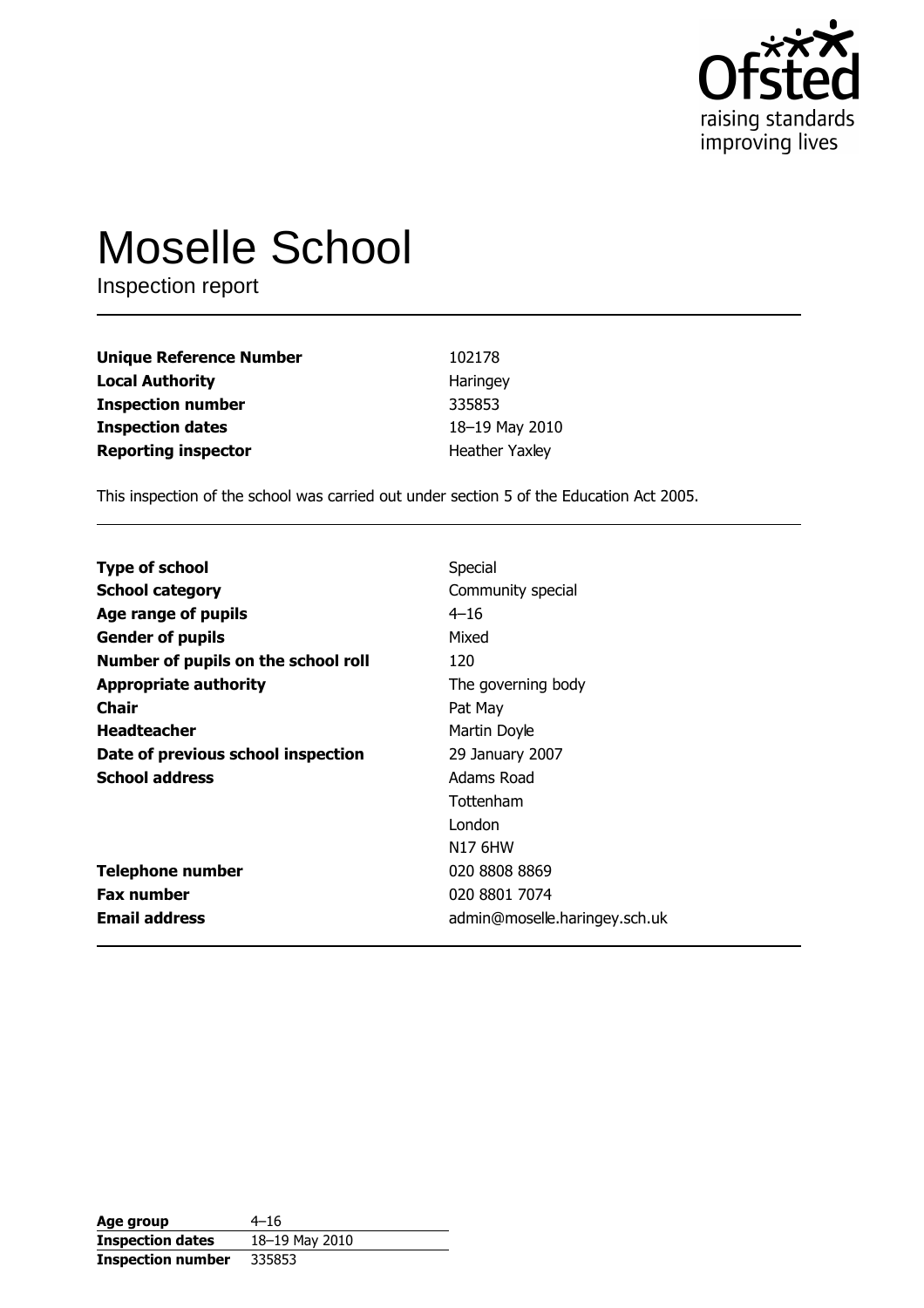Ofsted
raising standards
improving lives

# Moselle School

Inspection report

| | |
|---|---|
| **Unique Reference Number** | 102178 |
| **Local Authority** | Haringey |
| **Inspection number** | 335853 |
| **Inspection dates** | 18–19 May 2010 |
| **Reporting inspector** | Heather Yaxley |

This inspection of the school was carried out under section 5 of the Education Act 2005.

| | |
|---|---|
| **Type of school** | Special |
| **School category** | Community special |
| **Age range of pupils** | 4–16 |
| **Gender of pupils** | Mixed |
| **Number of pupils on the school roll** | 120 |
| **Appropriate authority** | The governing body |
| **Chair** | Pat May |
| **Headteacher** | Martin Doyle |
| **Date of previous school inspection** | 29 January 2007 |
| **School address** | Adams Road<br>Tottenham<br>London<br>N17 6HW |
| **Telephone number** | 020 8808 8869 |
| **Fax number** | 020 8801 7074 |
| **Email address** | admin@moselle.haringey.sch.uk |

| | |
|---|---|
| **Age group** | 4–16 |
| **Inspection dates** | 18–19 May 2010 |
| **Inspection number** | 335853 |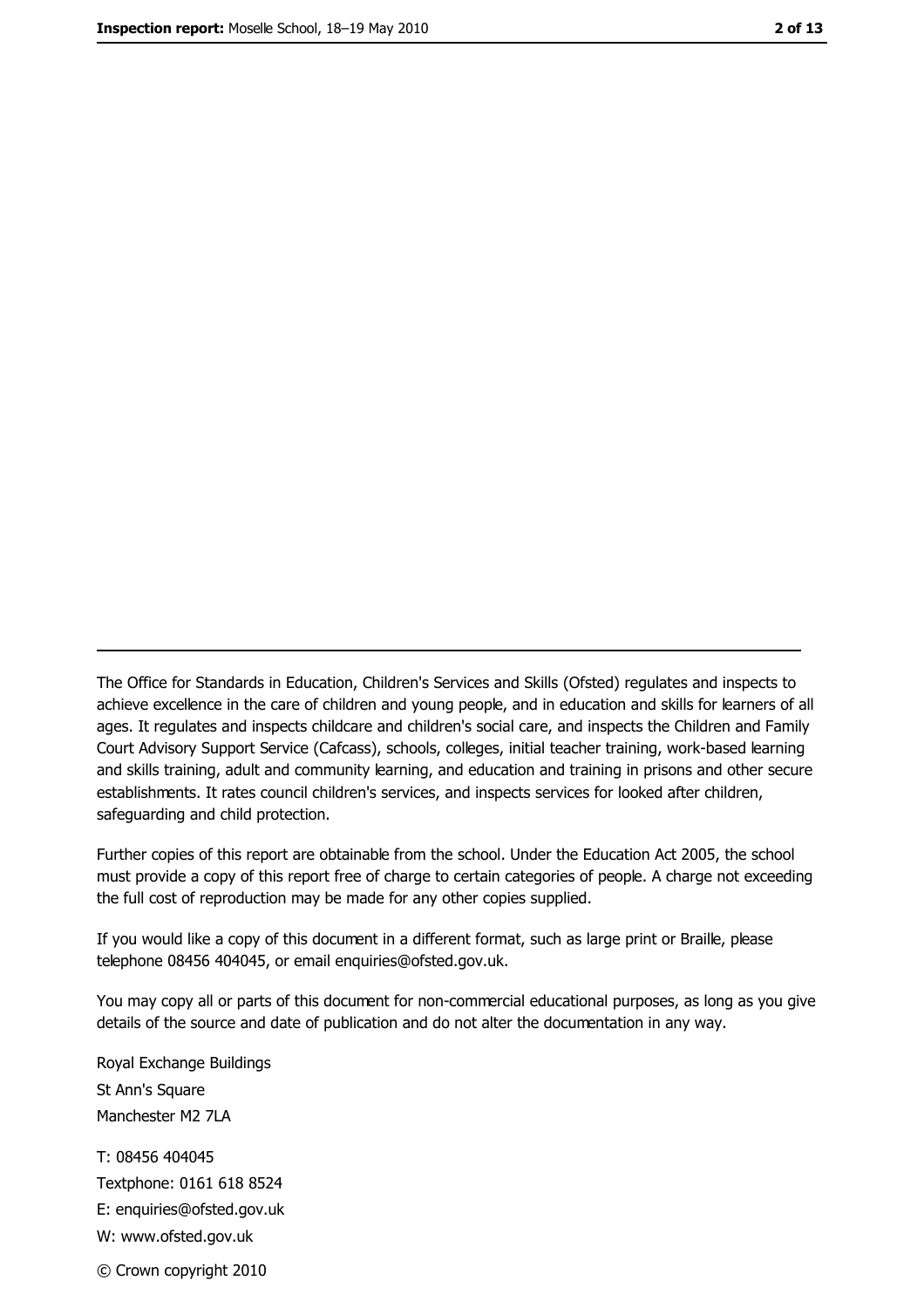---

The Office for Standards in Education, Children's Services and Skills (Ofsted) regulates and inspects to achieve excellence in the care of children and young people, and in education and skills for learners of all ages. It regulates and inspects childcare and children's social care, and inspects the Children and Family Court Advisory Support Service (Cafcass), schools, colleges, initial teacher training, work-based learning and skills training, adult and community learning, and education and training in prisons and other secure establishments. It rates council children's services, and inspects services for looked after children, safeguarding and child protection.

Further copies of this report are obtainable from the school. Under the Education Act 2005, the school must provide a copy of this report free of charge to certain categories of people. A charge not exceeding the full cost of reproduction may be made for any other copies supplied.

If you would like a copy of this document in a different format, such as large print or Braille, please telephone 08456 404045, or email enquiries@ofsted.gov.uk.

You may copy all or parts of this document for non-commercial educational purposes, as long as you give details of the source and date of publication and do not alter the documentation in any way.

Royal Exchange Buildings
St Ann's Square
Manchester M2 7LA

T: 08456 404045
Textphone: 0161 618 8524
E: enquiries@ofsted.gov.uk
W: www.ofsted.gov.uk

© Crown copyright 2010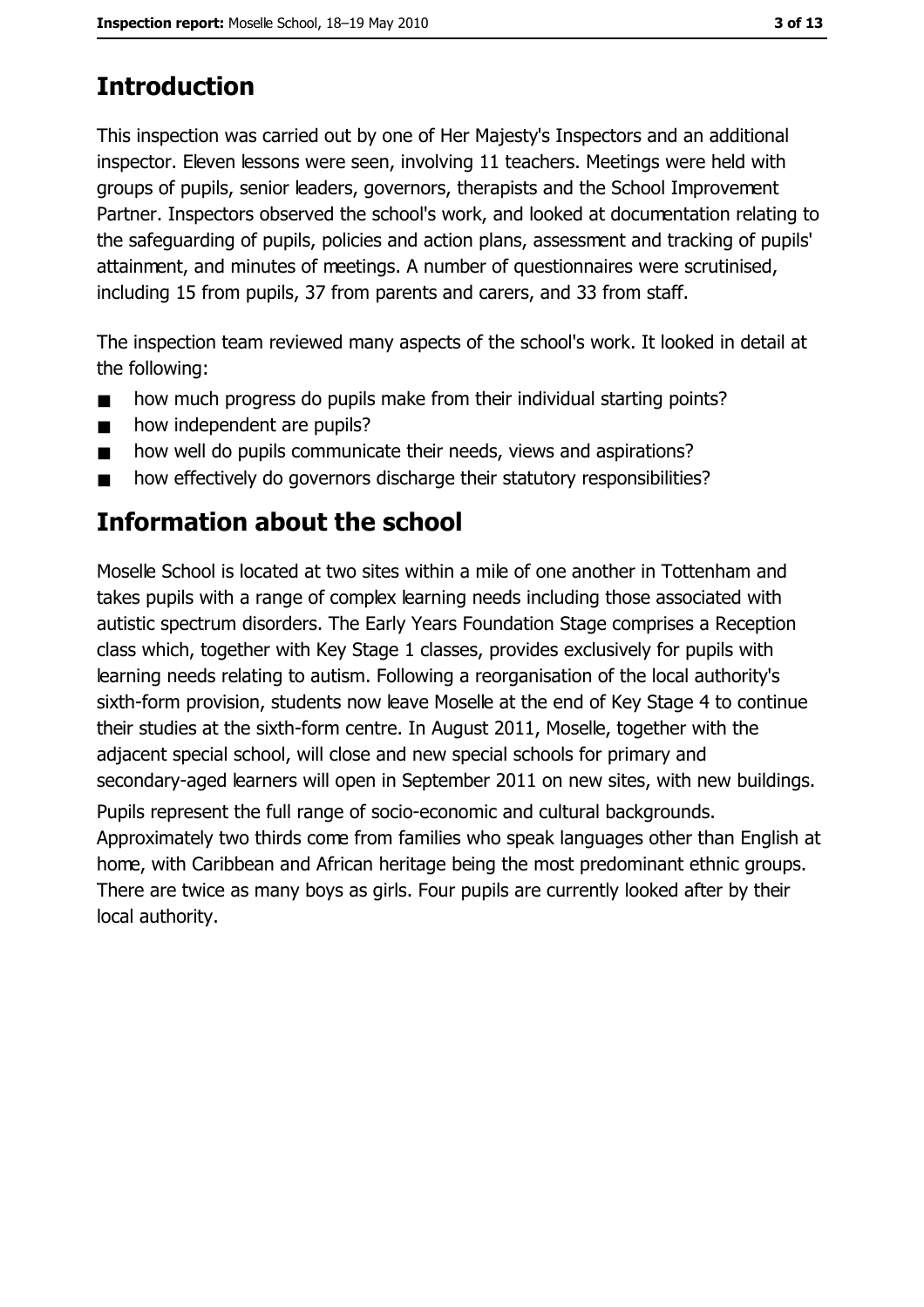## Introduction

This inspection was carried out by one of Her Majesty's Inspectors and an additional inspector. Eleven lessons were seen, involving 11 teachers. Meetings were held with groups of pupils, senior leaders, governors, therapists and the School Improvement Partner. Inspectors observed the school's work, and looked at documentation relating to the safeguarding of pupils, policies and action plans, assessment and tracking of pupils' attainment, and minutes of meetings. A number of questionnaires were scrutinised, including 15 from pupils, 37 from parents and carers, and 33 from staff.

The inspection team reviewed many aspects of the school's work. It looked in detail at the following:

- how much progress do pupils make from their individual starting points?
- how independent are pupils?
- how well do pupils communicate their needs, views and aspirations?
- how effectively do governors discharge their statutory responsibilities?

## Information about the school

Moselle School is located at two sites within a mile of one another in Tottenham and takes pupils with a range of complex learning needs including those associated with autistic spectrum disorders. The Early Years Foundation Stage comprises a Reception class which, together with Key Stage 1 classes, provides exclusively for pupils with learning needs relating to autism. Following a reorganisation of the local authority's sixth-form provision, students now leave Moselle at the end of Key Stage 4 to continue their studies at the sixth-form centre. In August 2011, Moselle, together with the adjacent special school, will close and new special schools for primary and secondary-aged learners will open in September 2011 on new sites, with new buildings.

Pupils represent the full range of socio-economic and cultural backgrounds. Approximately two thirds come from families who speak languages other than English at home, with Caribbean and African heritage being the most predominant ethnic groups. There are twice as many boys as girls. Four pupils are currently looked after by their local authority.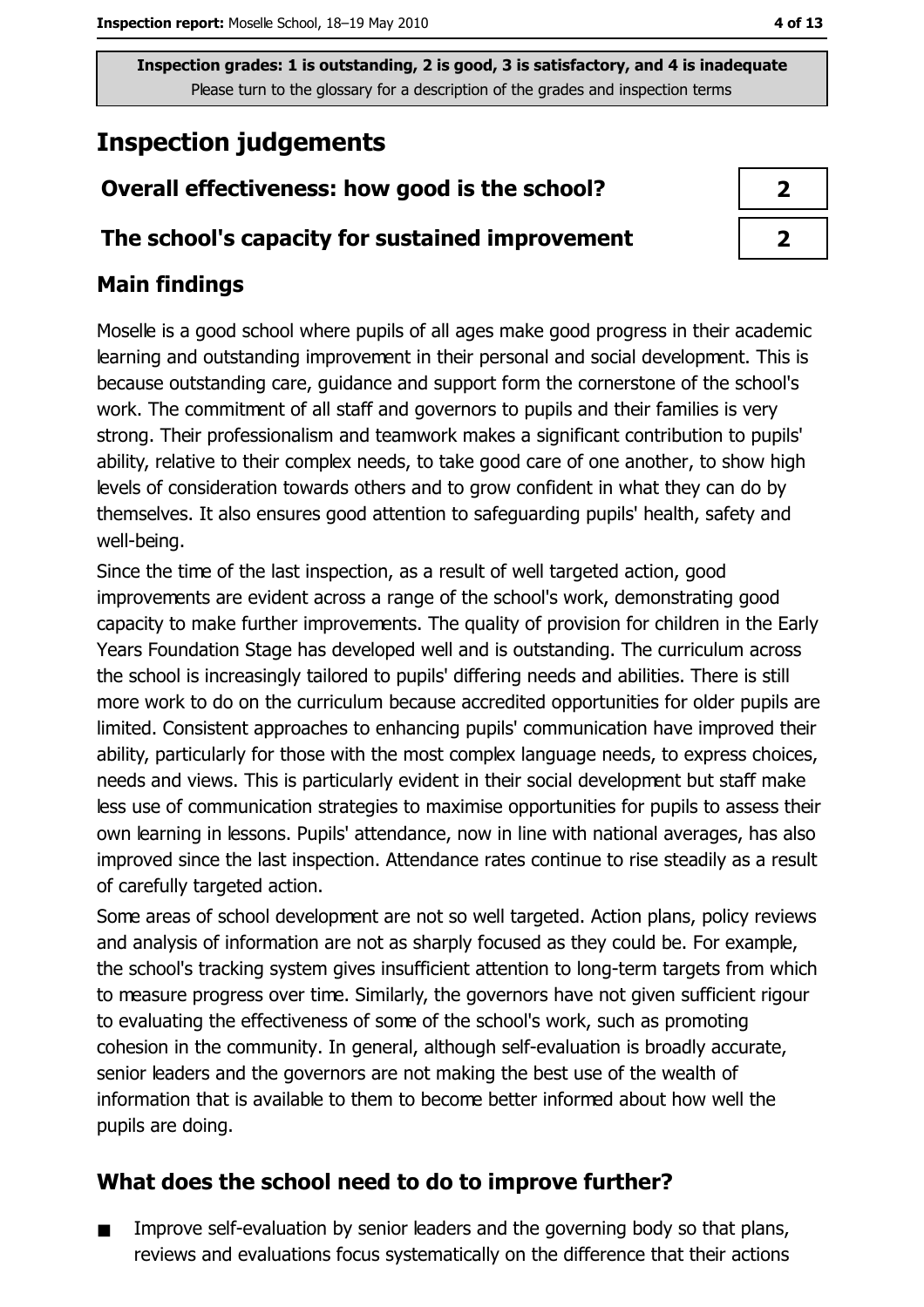**Inspection grades: 1 is outstanding, 2 is good, 3 is satisfactory, and 4 is inadequate**
Please turn to the glossary for a description of the grades and inspection terms

# Inspection judgements

| | |
|---|---|
| **Overall effectiveness: how good is the school?** | **2** |
| **The school's capacity for sustained improvement** | **2** |

## Main findings

Moselle is a good school where pupils of all ages make good progress in their academic learning and outstanding improvement in their personal and social development. This is because outstanding care, guidance and support form the cornerstone of the school's work. The commitment of all staff and governors to pupils and their families is very strong. Their professionalism and teamwork makes a significant contribution to pupils' ability, relative to their complex needs, to take good care of one another, to show high levels of consideration towards others and to grow confident in what they can do by themselves. It also ensures good attention to safeguarding pupils' health, safety and well-being.

Since the time of the last inspection, as a result of well targeted action, good improvements are evident across a range of the school's work, demonstrating good capacity to make further improvements. The quality of provision for children in the Early Years Foundation Stage has developed well and is outstanding. The curriculum across the school is increasingly tailored to pupils' differing needs and abilities. There is still more work to do on the curriculum because accredited opportunities for older pupils are limited. Consistent approaches to enhancing pupils' communication have improved their ability, particularly for those with the most complex language needs, to express choices, needs and views. This is particularly evident in their social development but staff make less use of communication strategies to maximise opportunities for pupils to assess their own learning in lessons. Pupils' attendance, now in line with national averages, has also improved since the last inspection. Attendance rates continue to rise steadily as a result of carefully targeted action.

Some areas of school development are not so well targeted. Action plans, policy reviews and analysis of information are not as sharply focused as they could be. For example, the school's tracking system gives insufficient attention to long-term targets from which to measure progress over time. Similarly, the governors have not given sufficient rigour to evaluating the effectiveness of some of the school's work, such as promoting cohesion in the community. In general, although self-evaluation is broadly accurate, senior leaders and the governors are not making the best use of the wealth of information that is available to them to become better informed about how well the pupils are doing.

## What does the school need to do to improve further?

- Improve self-evaluation by senior leaders and the governing body so that plans, reviews and evaluations focus systematically on the difference that their actions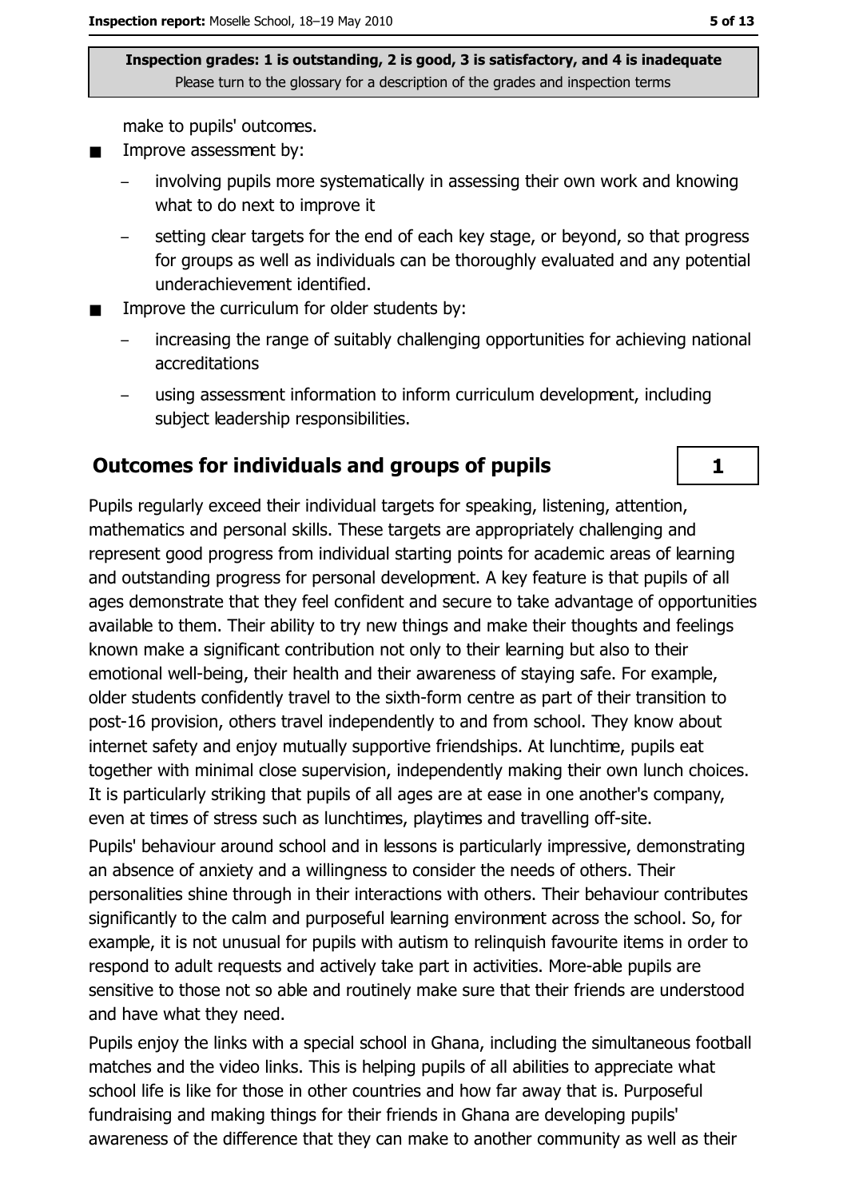make to pupils' outcomes.

- Improve assessment by:
  - involving pupils more systematically in assessing their own work and knowing what to do next to improve it
  - setting clear targets for the end of each key stage, or beyond, so that progress for groups as well as individuals can be thoroughly evaluated and any potential underachievement identified.
- Improve the curriculum for older students by:
  - increasing the range of suitably challenging opportunities for achieving national accreditations
  - using assessment information to inform curriculum development, including subject leadership responsibilities.

## Outcomes for individuals and groups of pupils

**1**

Pupils regularly exceed their individual targets for speaking, listening, attention, mathematics and personal skills. These targets are appropriately challenging and represent good progress from individual starting points for academic areas of learning and outstanding progress for personal development. A key feature is that pupils of all ages demonstrate that they feel confident and secure to take advantage of opportunities available to them. Their ability to try new things and make their thoughts and feelings known make a significant contribution not only to their learning but also to their emotional well-being, their health and their awareness of staying safe. For example, older students confidently travel to the sixth-form centre as part of their transition to post-16 provision, others travel independently to and from school. They know about internet safety and enjoy mutually supportive friendships. At lunchtime, pupils eat together with minimal close supervision, independently making their own lunch choices. It is particularly striking that pupils of all ages are at ease in one another's company, even at times of stress such as lunchtimes, playtimes and travelling off-site.

Pupils' behaviour around school and in lessons is particularly impressive, demonstrating an absence of anxiety and a willingness to consider the needs of others. Their personalities shine through in their interactions with others. Their behaviour contributes significantly to the calm and purposeful learning environment across the school. So, for example, it is not unusual for pupils with autism to relinquish favourite items in order to respond to adult requests and actively take part in activities. More-able pupils are sensitive to those not so able and routinely make sure that their friends are understood and have what they need.

Pupils enjoy the links with a special school in Ghana, including the simultaneous football matches and the video links. This is helping pupils of all abilities to appreciate what school life is like for those in other countries and how far away that is. Purposeful fundraising and making things for their friends in Ghana are developing pupils' awareness of the difference that they can make to another community as well as their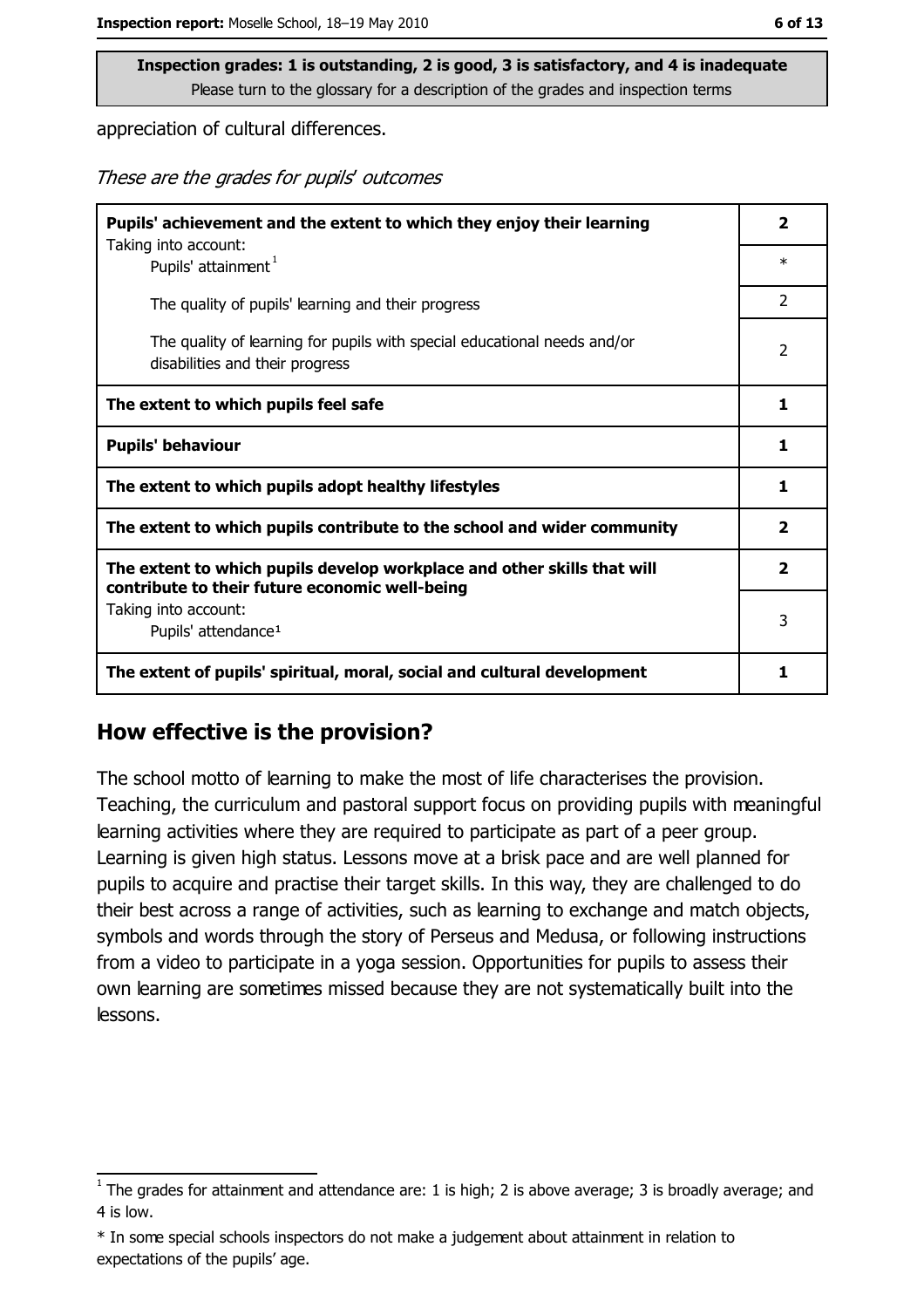**Inspection grades: 1 is outstanding, 2 is good, 3 is satisfactory, and 4 is inadequate**
Please turn to the glossary for a description of the grades and inspection terms

appreciation of cultural differences.

*These are the grades for pupils' outcomes*

| | |
|---|---|
| **Pupils' achievement and the extent to which they enjoy their learning** Taking into account: | **2** |
| Pupils' attainment [1] | * |
| The quality of pupils' learning and their progress | 2 |
| The quality of learning for pupils with special educational needs and/or disabilities and their progress | 2 |
| **The extent to which pupils feel safe** | **1** |
| **Pupils' behaviour** | **1** |
| **The extent to which pupils adopt healthy lifestyles** | **1** |
| **The extent to which pupils contribute to the school and wider community** | **2** |
| **The extent to which pupils develop workplace and other skills that will contribute to their future economic well-being** | **2** |
| Taking into account: Pupils' attendance [1] | 3 |
| **The extent of pupils' spiritual, moral, social and cultural development** | **1** |

## How effective is the provision?

The school motto of learning to make the most of life characterises the provision. Teaching, the curriculum and pastoral support focus on providing pupils with meaningful learning activities where they are required to participate as part of a peer group. Learning is given high status. Lessons move at a brisk pace and are well planned for pupils to acquire and practise their target skills. In this way, they are challenged to do their best across a range of activities, such as learning to exchange and match objects, symbols and words through the story of Perseus and Medusa, or following instructions from a video to participate in a yoga session. Opportunities for pupils to assess their own learning are sometimes missed because they are not systematically built into the lessons.

[1] The grades for attainment and attendance are: 1 is high; 2 is above average; 3 is broadly average; and 4 is low.

* In some special schools inspectors do not make a judgement about attainment in relation to expectations of the pupils' age.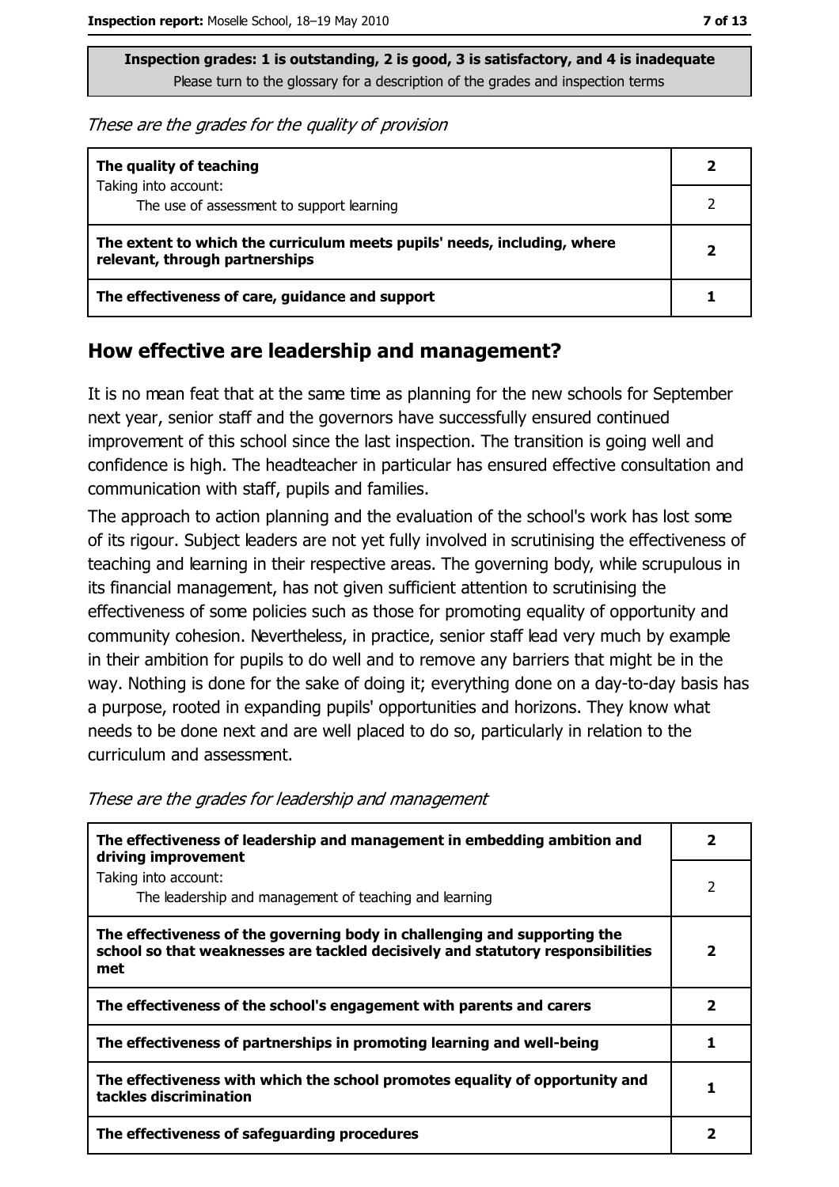**Inspection grades: 1 is outstanding, 2 is good, 3 is satisfactory, and 4 is inadequate**
Please turn to the glossary for a description of the grades and inspection terms

*These are the grades for the quality of provision*

| | |
|---|---|
| **The quality of teaching** | **2** |
| Taking into account: The use of assessment to support learning | 2 |
| **The extent to which the curriculum meets pupils' needs, including, where relevant, through partnerships** | **2** |
| **The effectiveness of care, guidance and support** | **1** |

## How effective are leadership and management?

It is no mean feat that at the same time as planning for the new schools for September next year, senior staff and the governors have successfully ensured continued improvement of this school since the last inspection. The transition is going well and confidence is high. The headteacher in particular has ensured effective consultation and communication with staff, pupils and families.

The approach to action planning and the evaluation of the school's work has lost some of its rigour. Subject leaders are not yet fully involved in scrutinising the effectiveness of teaching and learning in their respective areas. The governing body, while scrupulous in its financial management, has not given sufficient attention to scrutinising the effectiveness of some policies such as those for promoting equality of opportunity and community cohesion. Nevertheless, in practice, senior staff lead very much by example in their ambition for pupils to do well and to remove any barriers that might be in the way. Nothing is done for the sake of doing it; everything done on a day-to-day basis has a purpose, rooted in expanding pupils' opportunities and horizons. They know what needs to be done next and are well placed to do so, particularly in relation to the curriculum and assessment.

*These are the grades for leadership and management*

| | |
|---|---|
| **The effectiveness of leadership and management in embedding ambition and driving improvement** | **2** |
| Taking into account: The leadership and management of teaching and learning | 2 |
| **The effectiveness of the governing body in challenging and supporting the school so that weaknesses are tackled decisively and statutory responsibilities met** | **2** |
| **The effectiveness of the school's engagement with parents and carers** | **2** |
| **The effectiveness of partnerships in promoting learning and well-being** | **1** |
| **The effectiveness with which the school promotes equality of opportunity and tackles discrimination** | **1** |
| **The effectiveness of safeguarding procedures** | **2** |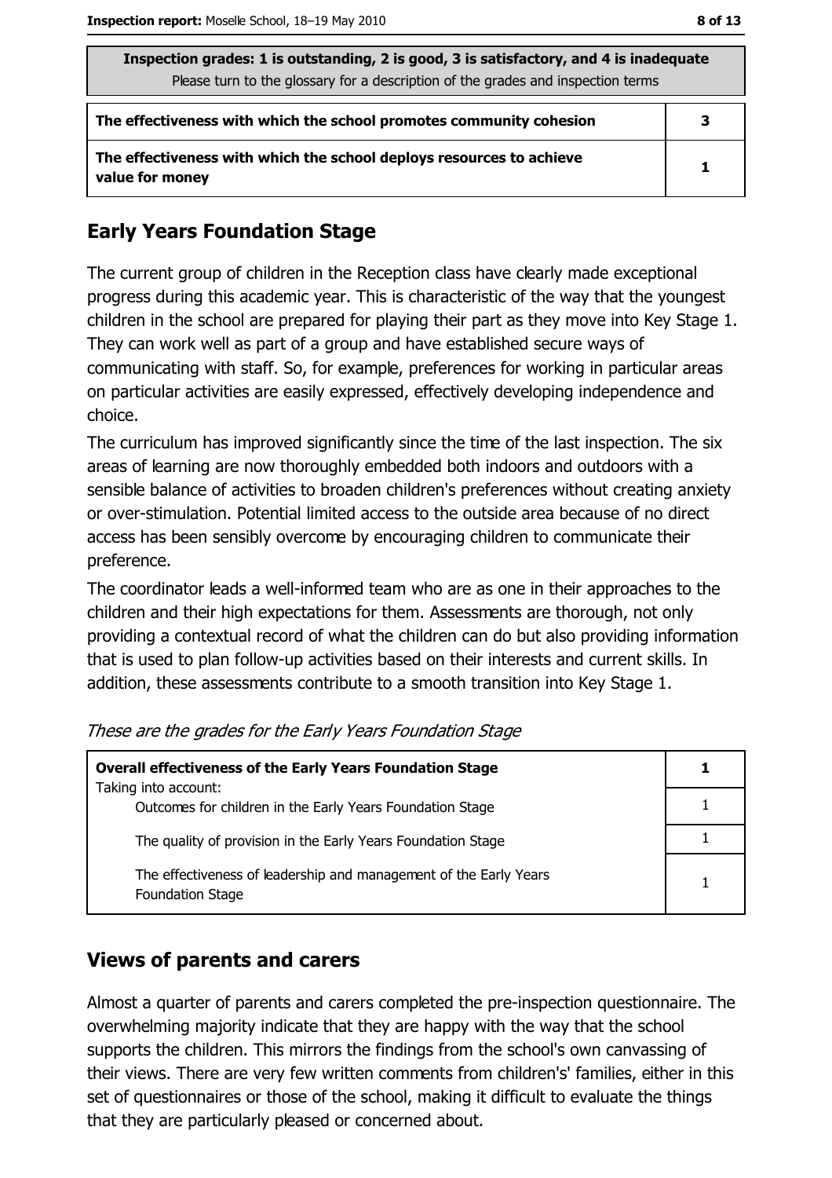| Inspection grades: 1 is outstanding, 2 is good, 3 is satisfactory, and 4 is inadequate<br>Please turn to the glossary for a description of the grades and inspection terms | |
|---|---|
| The effectiveness with which the school promotes community cohesion | 3 |
| The effectiveness with which the school deploys resources to achieve value for money | 1 |

## Early Years Foundation Stage

The current group of children in the Reception class have clearly made exceptional progress during this academic year. This is characteristic of the way that the youngest children in the school are prepared for playing their part as they move into Key Stage 1. They can work well as part of a group and have established secure ways of communicating with staff. So, for example, preferences for working in particular areas on particular activities are easily expressed, effectively developing independence and choice.

The curriculum has improved significantly since the time of the last inspection. The six areas of learning are now thoroughly embedded both indoors and outdoors with a sensible balance of activities to broaden children's preferences without creating anxiety or over-stimulation. Potential limited access to the outside area because of no direct access has been sensibly overcome by encouraging children to communicate their preference.

The coordinator leads a well-informed team who are as one in their approaches to the children and their high expectations for them. Assessments are thorough, not only providing a contextual record of what the children can do but also providing information that is used to plan follow-up activities based on their interests and current skills. In addition, these assessments contribute to a smooth transition into Key Stage 1.

*These are the grades for the Early Years Foundation Stage*

| **Overall effectiveness of the Early Years Foundation Stage**<br>Taking into account: | **1** |
|---|---|
| Outcomes for children in the Early Years Foundation Stage | 1 |
| The quality of provision in the Early Years Foundation Stage | 1 |
| The effectiveness of leadership and management of the Early Years Foundation Stage | 1 |

## Views of parents and carers

Almost a quarter of parents and carers completed the pre-inspection questionnaire. The overwhelming majority indicate that they are happy with the way that the school supports the children. This mirrors the findings from the school's own canvassing of their views. There are very few written comments from childrens's' families, either in this set of questionnaires or those of the school, making it difficult to evaluate the things that they are particularly pleased or concerned about.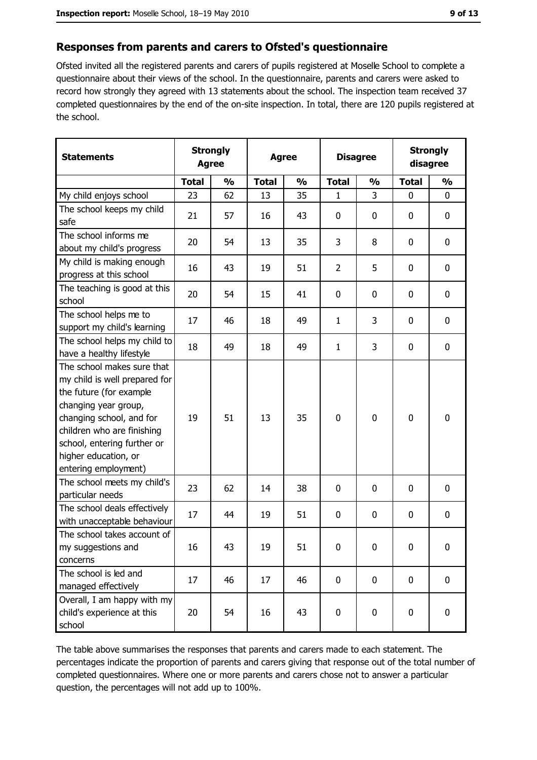## Responses from parents and carers to Ofsted's questionnaire

Ofsted invited all the registered parents and carers of pupils registered at Moselle School to complete a questionnaire about their views of the school. In the questionnaire, parents and carers were asked to record how strongly they agreed with 13 statements about the school. The inspection team received 37 completed questionnaires by the end of the on-site inspection. In total, there are 120 pupils registered at the school.

| Statements | Strongly Agree | | Agree | | Disagree | | Strongly disagree | |
|---|---|---|---|---|---|---|---|---|
| | Total | % | Total | % | Total | % | Total | % |
| My child enjoys school | 23 | 62 | 13 | 35 | 1 | 3 | 0 | 0 |
| The school keeps my child safe | 21 | 57 | 16 | 43 | 0 | 0 | 0 | 0 |
| The school informs me about my child's progress | 20 | 54 | 13 | 35 | 3 | 8 | 0 | 0 |
| My child is making enough progress at this school | 16 | 43 | 19 | 51 | 2 | 5 | 0 | 0 |
| The teaching is good at this school | 20 | 54 | 15 | 41 | 0 | 0 | 0 | 0 |
| The school helps me to support my child's learning | 17 | 46 | 18 | 49 | 1 | 3 | 0 | 0 |
| The school helps my child to have a healthy lifestyle | 18 | 49 | 18 | 49 | 1 | 3 | 0 | 0 |
| The school makes sure that my child is well prepared for the future (for example changing year group, changing school, and for children who are finishing school, entering further or higher education, or entering employment) | 19 | 51 | 13 | 35 | 0 | 0 | 0 | 0 |
| The school meets my child's particular needs | 23 | 62 | 14 | 38 | 0 | 0 | 0 | 0 |
| The school deals effectively with unacceptable behaviour | 17 | 44 | 19 | 51 | 0 | 0 | 0 | 0 |
| The school takes account of my suggestions and concerns | 16 | 43 | 19 | 51 | 0 | 0 | 0 | 0 |
| The school is led and managed effectively | 17 | 46 | 17 | 46 | 0 | 0 | 0 | 0 |
| Overall, I am happy with my child's experience at this school | 20 | 54 | 16 | 43 | 0 | 0 | 0 | 0 |

The table above summarises the responses that parents and carers made to each statement. The percentages indicate the proportion of parents and carers giving that response out of the total number of completed questionnaires. Where one or more parents and carers chose not to answer a particular question, the percentages will not add up to 100%.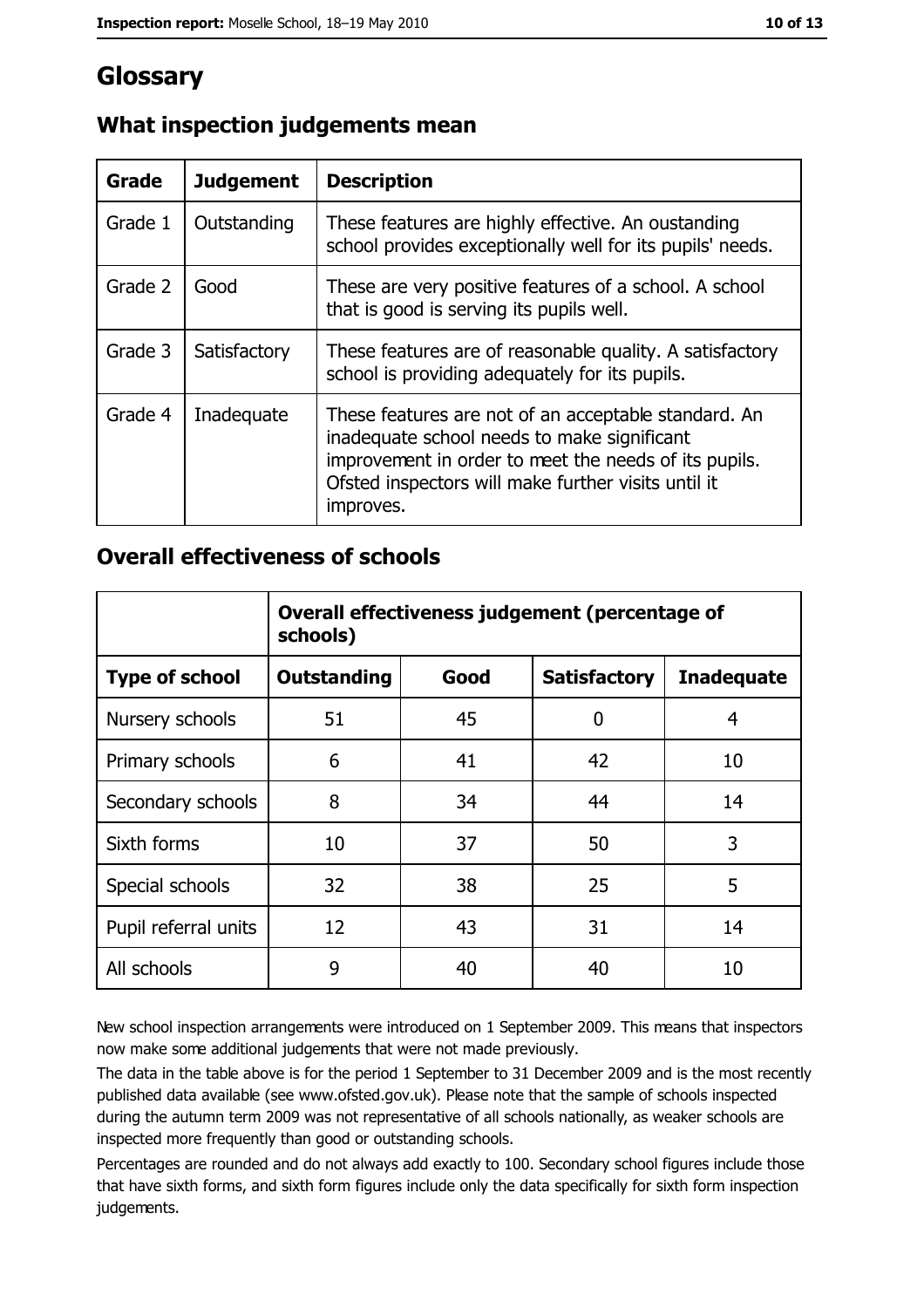# Glossary

## What inspection judgements mean

| Grade | Judgement | Description |
| --- | --- | --- |
| Grade 1 | Outstanding | These features are highly effective. An oustanding school provides exceptionally well for its pupils' needs. |
| Grade 2 | Good | These are very positive features of a school. A school that is good is serving its pupils well. |
| Grade 3 | Satisfactory | These features are of reasonable quality. A satisfactory school is providing adequately for its pupils. |
| Grade 4 | Inadequate | These features are not of an acceptable standard. An inadequate school needs to make significant improvement in order to meet the needs of its pupils. Ofsted inspectors will make further visits until it improves. |

## Overall effectiveness of schools

| | Overall effectiveness judgement (percentage of schools) | | | |
| --- | --- | --- | --- | --- |
| **Type of school** | **Outstanding** | **Good** | **Satisfactory** | **Inadequate** |
| Nursery schools | 51 | 45 | 0 | 4 |
| Primary schools | 6 | 41 | 42 | 10 |
| Secondary schools | 8 | 34 | 44 | 14 |
| Sixth forms | 10 | 37 | 50 | 3 |
| Special schools | 32 | 38 | 25 | 5 |
| Pupil referral units | 12 | 43 | 31 | 14 |
| All schools | 9 | 40 | 40 | 10 |

New school inspection arrangements were introduced on 1 September 2009. This means that inspectors now make some additional judgements that were not made previously.

The data in the table above is for the period 1 September to 31 December 2009 and is the most recently published data available (see www.ofsted.gov.uk). Please note that the sample of schools inspected during the autumn term 2009 was not representative of all schools nationally, as weaker schools are inspected more frequently than good or outstanding schools.

Percentages are rounded and do not always add exactly to 100. Secondary school figures include those that have sixth forms, and sixth form figures include only the data specifically for sixth form inspection judgements.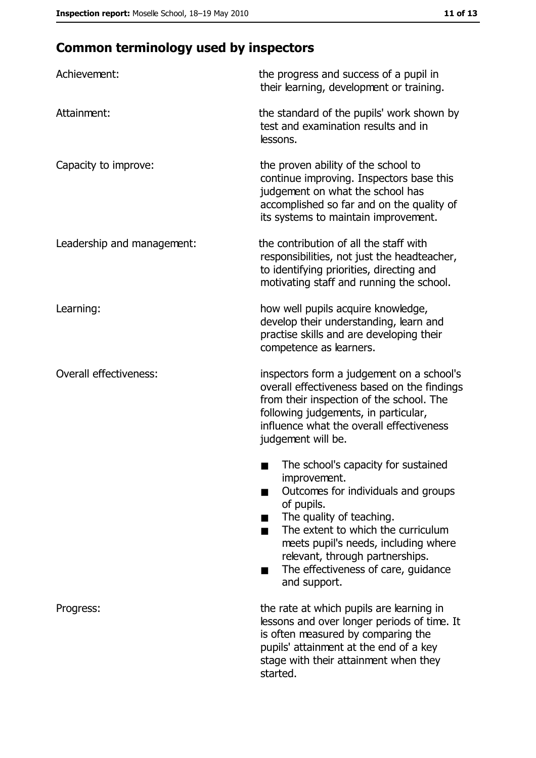## Common terminology used by inspectors

| | |
|---|---|
| Achievement: | the progress and success of a pupil in their learning, development or training. |
| Attainment: | the standard of the pupils' work shown by test and examination results and in lessons. |
| Capacity to improve: | the proven ability of the school to continue improving. Inspectors base this judgement on what the school has accomplished so far and on the quality of its systems to maintain improvement. |
| Leadership and management: | the contribution of all the staff with responsibilities, not just the headteacher, to identifying priorities, directing and motivating staff and running the school. |
| Learning: | how well pupils acquire knowledge, develop their understanding, learn and practise skills and are developing their competence as learners. |
| Overall effectiveness: | inspectors form a judgement on a school's overall effectiveness based on the findings from their inspection of the school. The following judgements, in particular, influence what the overall effectiveness judgement will be.<br>■ The school's capacity for sustained improvement.<br>■ Outcomes for individuals and groups of pupils.<br>■ The quality of teaching.<br>■ The extent to which the curriculum meets pupil's needs, including where relevant, through partnerships.<br>■ The effectiveness of care, guidance and support. |
| Progress: | the rate at which pupils are learning in lessons and over longer periods of time. It is often measured by comparing the pupils' attainment at the end of a key stage with their attainment when they started. |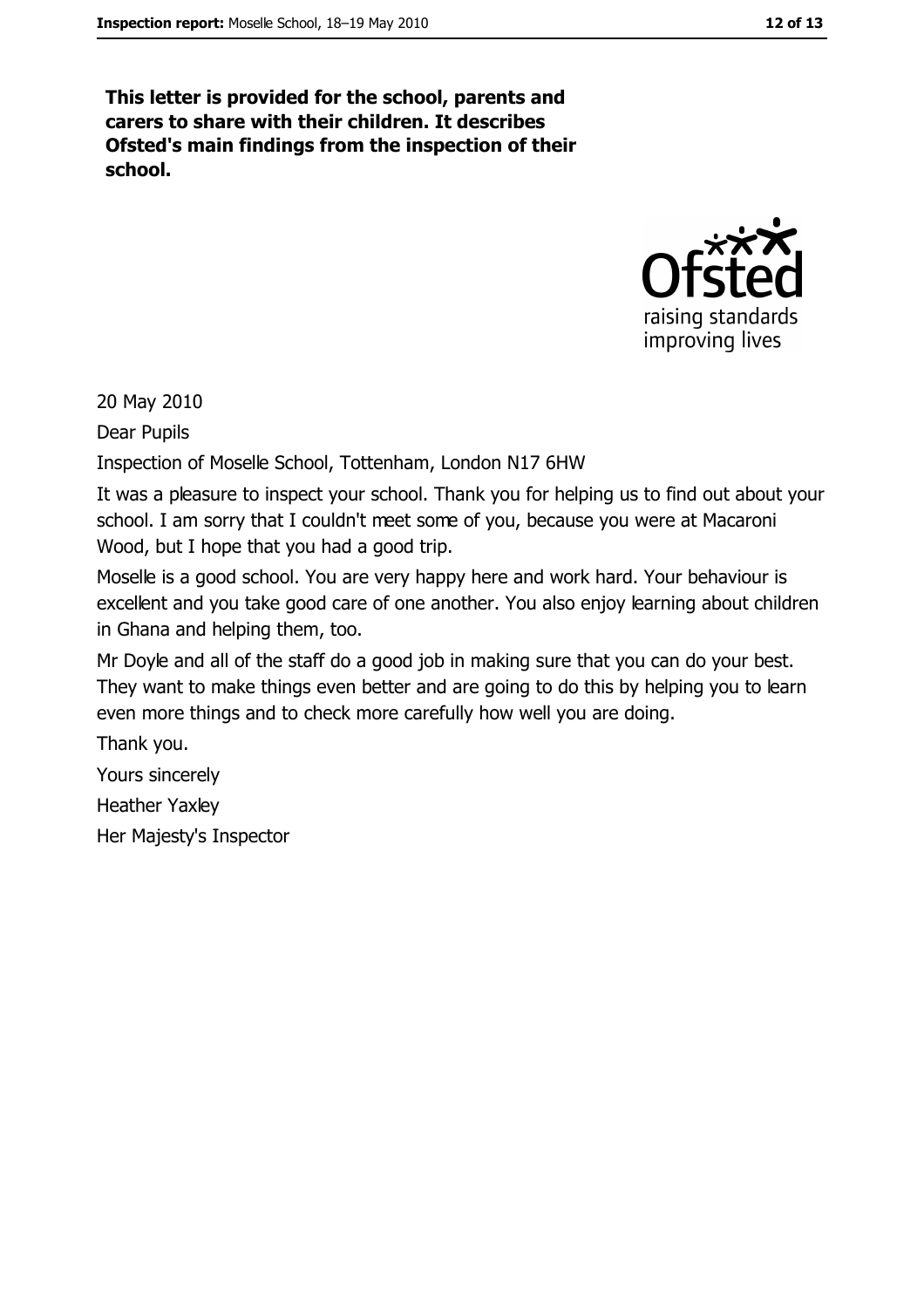**This letter is provided for the school, parents and carers to share with their children. It describes Ofsted's main findings from the inspection of their school.**

20 May 2010

Dear Pupils

Inspection of Moselle School, Tottenham, London N17 6HW

It was a pleasure to inspect your school. Thank you for helping us to find out about your school. I am sorry that I couldn't meet some of you, because you were at Macaroni Wood, but I hope that you had a good trip.

Moselle is a good school. You are very happy here and work hard. Your behaviour is excellent and you take good care of one another. You also enjoy learning about children in Ghana and helping them, too.

Mr Doyle and all of the staff do a good job in making sure that you can do your best. They want to make things even better and are going to do this by helping you to learn even more things and to check more carefully how well you are doing.

Thank you.

Yours sincerely

Heather Yaxley

Her Majesty's Inspector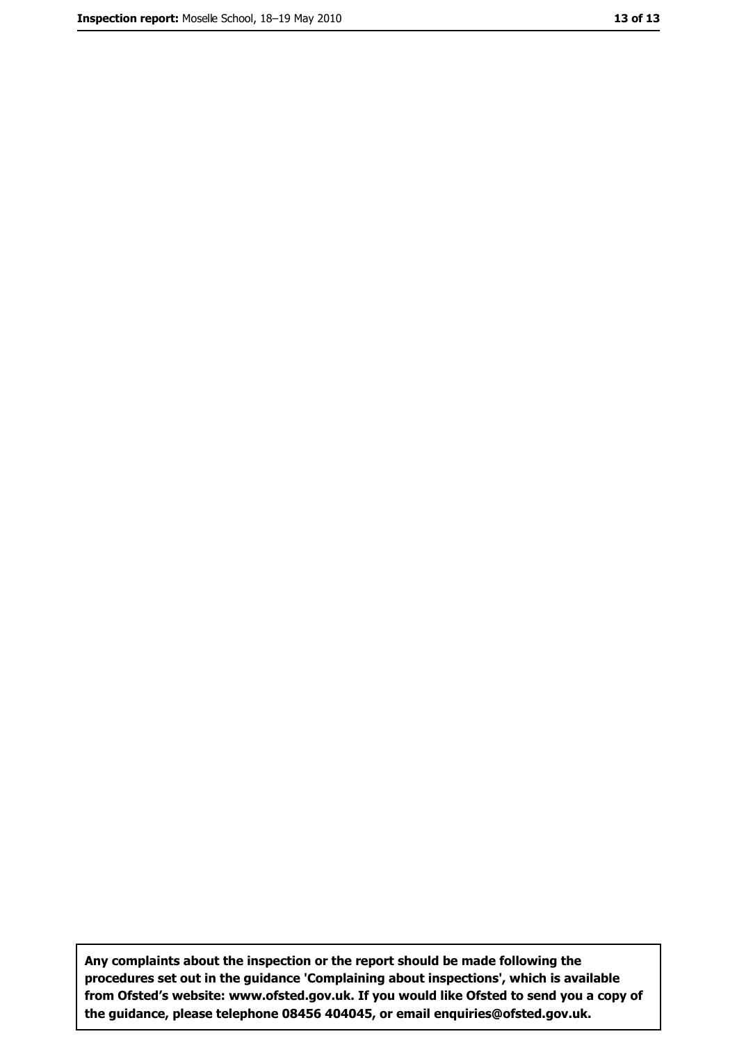**Any complaints about the inspection or the report should be made following the procedures set out in the guidance 'Complaining about inspections', which is available from Ofsted's website: www.ofsted.gov.uk. If you would like Ofsted to send you a copy of the guidance, please telephone 08456 404045, or email enquiries@ofsted.gov.uk.**